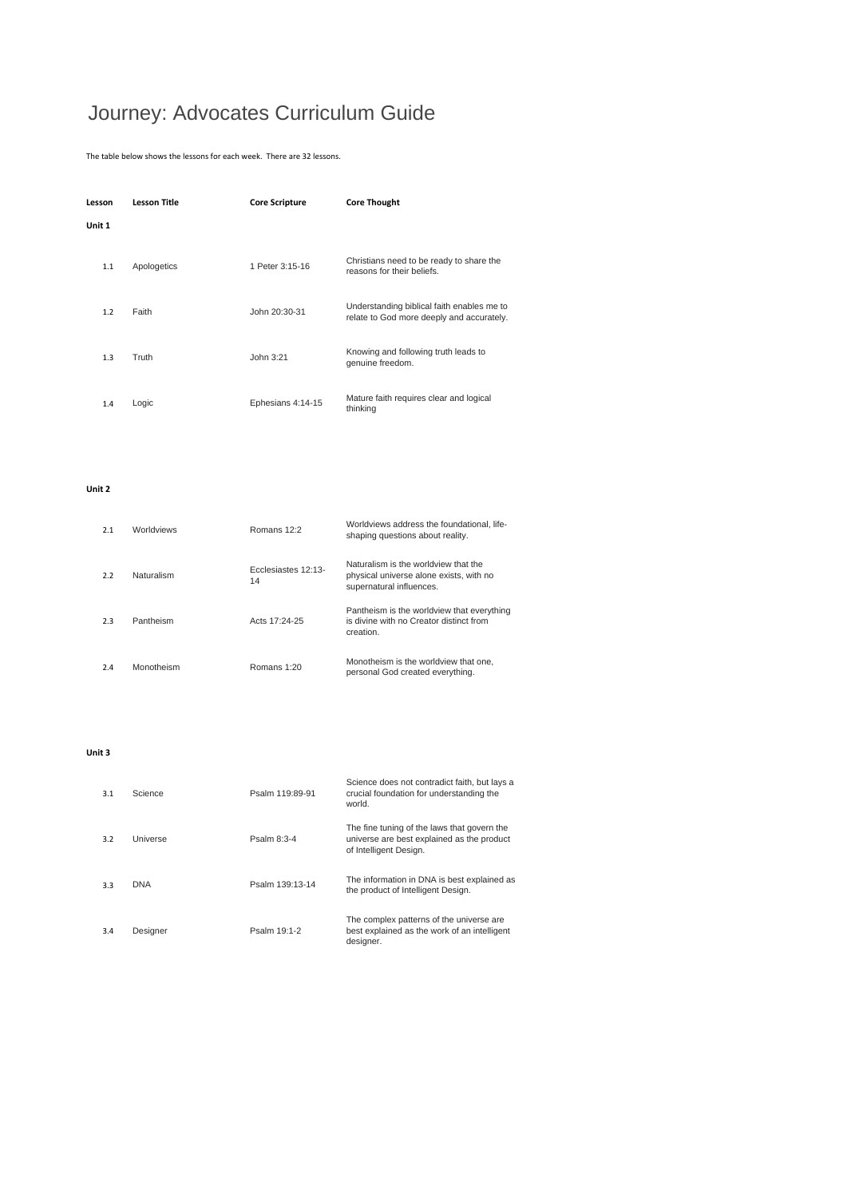# Journey: Advocates Curriculum Guide

The table below shows the lessons for each week. There are 32 lessons.

| Lesson | Lesson Title | Core Scripture | Core Thought |
|---|---|---|---|
| **Unit 1** | | | |
| 1.1 | Apologetics | 1 Peter 3:15-16 | Christians need to be ready to share the reasons for their beliefs. |
| 1.2 | Faith | John 20:30-31 | Understanding biblical faith enables me to relate to God more deeply and accurately. |
| 1.3 | Truth | John 3:21 | Knowing and following truth leads to genuine freedom. |
| 1.4 | Logic | Ephesians 4:14-15 | Mature faith requires clear and logical thinking |
| **Unit 2** | | | |
| 2.1 | Worldviews | Romans 12:2 | Worldviews address the foundational, life-shaping questions about reality. |
| 2.2 | Naturalism | Ecclesiastes 12:13-14 | Naturalism is the worldview that the physical universe alone exists, with no supernatural influences. |
| 2.3 | Pantheism | Acts 17:24-25 | Pantheism is the worldview that everything is divine with no Creator distinct from creation. |
| 2.4 | Monotheism | Romans 1:20 | Monotheism is the worldview that one, personal God created everything. |
| **Unit 3** | | | |
| 3.1 | Science | Psalm 119:89-91 | Science does not contradict faith, but lays a crucial foundation for understanding the world. |
| 3.2 | Universe | Psalm 8:3-4 | The fine tuning of the laws that govern the universe are best explained as the product of Intelligent Design. |
| 3.3 | DNA | Psalm 139:13-14 | The information in DNA is best explained as the product of Intelligent Design. |
| 3.4 | Designer | Psalm 19:1-2 | The complex patterns of the universe are best explained as the work of an intelligent designer. |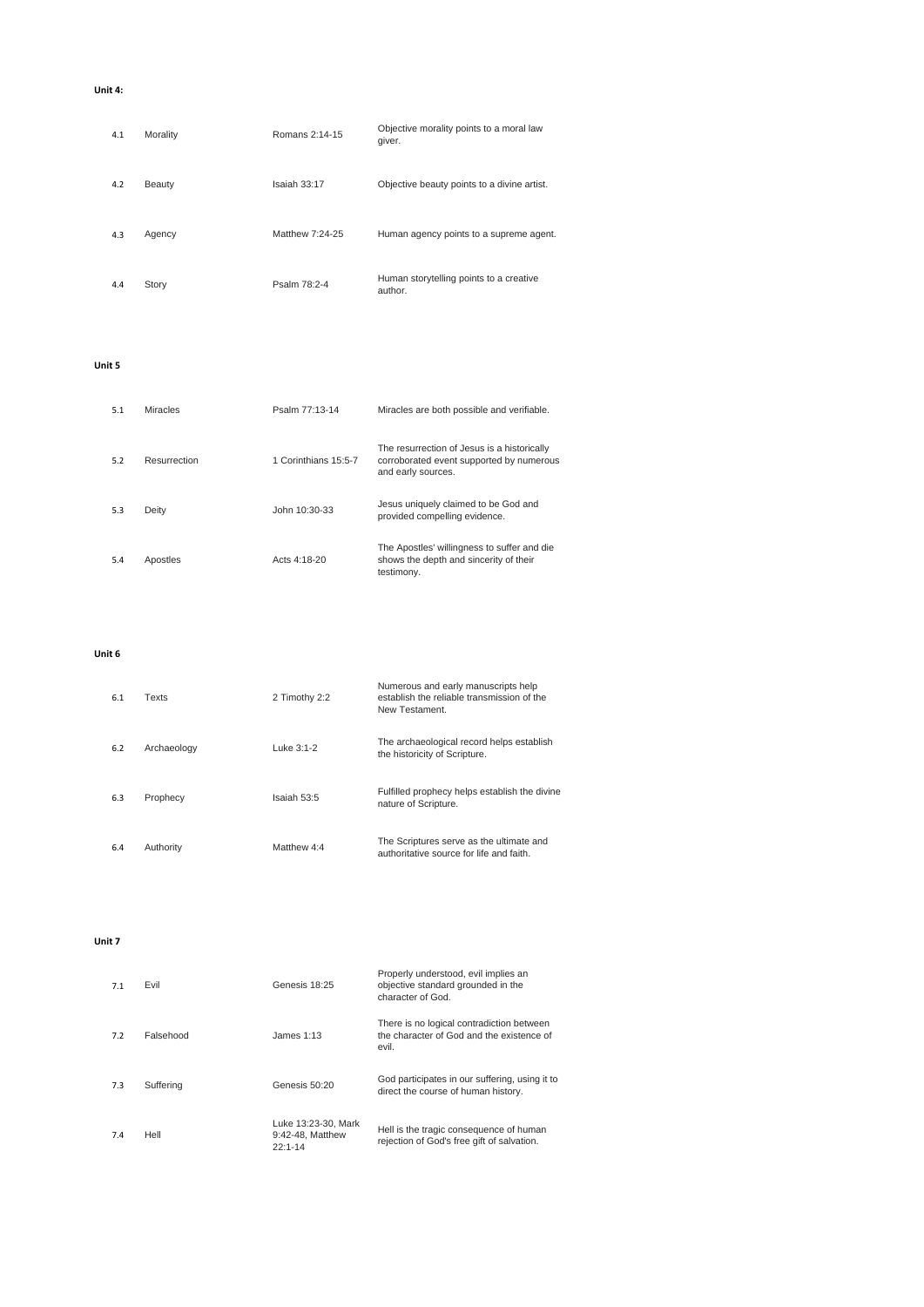**Unit 4:**

| | | | |
|---|---|---|---|
| 4.1 | Morality | Romans 2:14-15 | Objective morality points to a moral law giver. |
| 4.2 | Beauty | Isaiah 33:17 | Objective beauty points to a divine artist. |
| 4.3 | Agency | Matthew 7:24-25 | Human agency points to a supreme agent. |
| 4.4 | Story | Psalm 78:2-4 | Human storytelling points to a creative author. |

**Unit 5**

| | | | |
|---|---|---|---|
| 5.1 | Miracles | Psalm 77:13-14 | Miracles are both possible and verifiable. |
| 5.2 | Resurrection | 1 Corinthians 15:5-7 | The resurrection of Jesus is a historically corroborated event supported by numerous and early sources. |
| 5.3 | Deity | John 10:30-33 | Jesus uniquely claimed to be God and provided compelling evidence. |
| 5.4 | Apostles | Acts 4:18-20 | The Apostles' willingness to suffer and die shows the depth and sincerity of their testimony. |

**Unit 6**

| | | | |
|---|---|---|---|
| 6.1 | Texts | 2 Timothy 2:2 | Numerous and early manuscripts help establish the reliable transmission of the New Testament. |
| 6.2 | Archaeology | Luke 3:1-2 | The archaeological record helps establish the historicity of Scripture. |
| 6.3 | Prophecy | Isaiah 53:5 | Fulfilled prophecy helps establish the divine nature of Scripture. |
| 6.4 | Authority | Matthew 4:4 | The Scriptures serve as the ultimate and authoritative source for life and faith. |

**Unit 7**

| | | | |
|---|---|---|---|
| 7.1 | Evil | Genesis 18:25 | Properly understood, evil implies an objective standard grounded in the character of God. |
| 7.2 | Falsehood | James 1:13 | There is no logical contradiction between the character of God and the existence of evil. |
| 7.3 | Suffering | Genesis 50:20 | God participates in our suffering, using it to direct the course of human history. |
| 7.4 | Hell | Luke 13:23-30, Mark 9:42-48, Matthew 22:1-14 | Hell is the tragic consequence of human rejection of God's free gift of salvation. |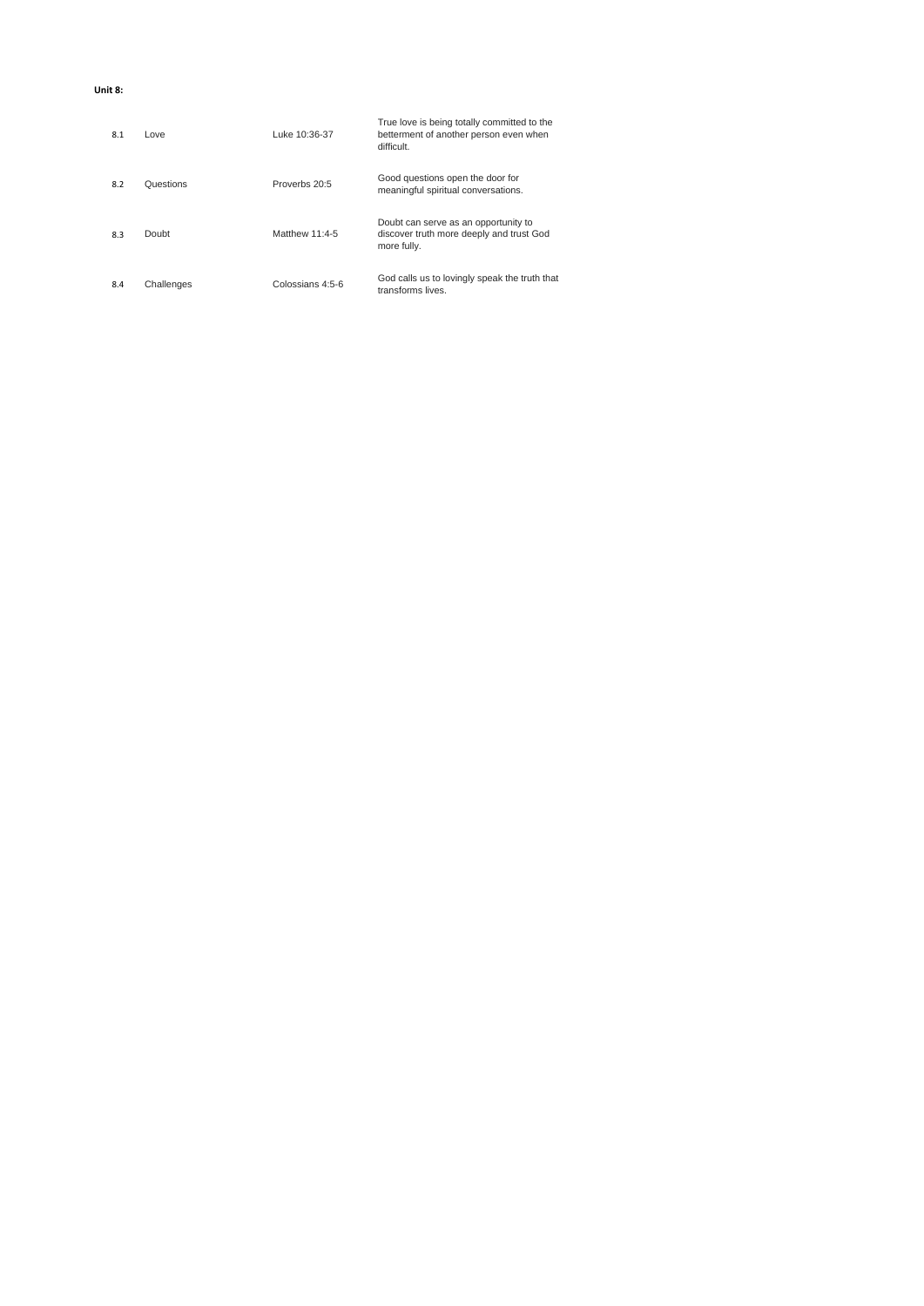**Unit 8:**

| | | | |
|---|---|---|---|
| 8.1 | Love | Luke 10:36-37 | True love is being totally committed to the betterment of another person even when difficult. |
| 8.2 | Questions | Proverbs 20:5 | Good questions open the door for meaningful spiritual conversations. |
| 8.3 | Doubt | Matthew 11:4-5 | Doubt can serve as an opportunity to discover truth more deeply and trust God more fully. |
| 8.4 | Challenges | Colossians 4:5-6 | God calls us to lovingly speak the truth that transforms lives. |